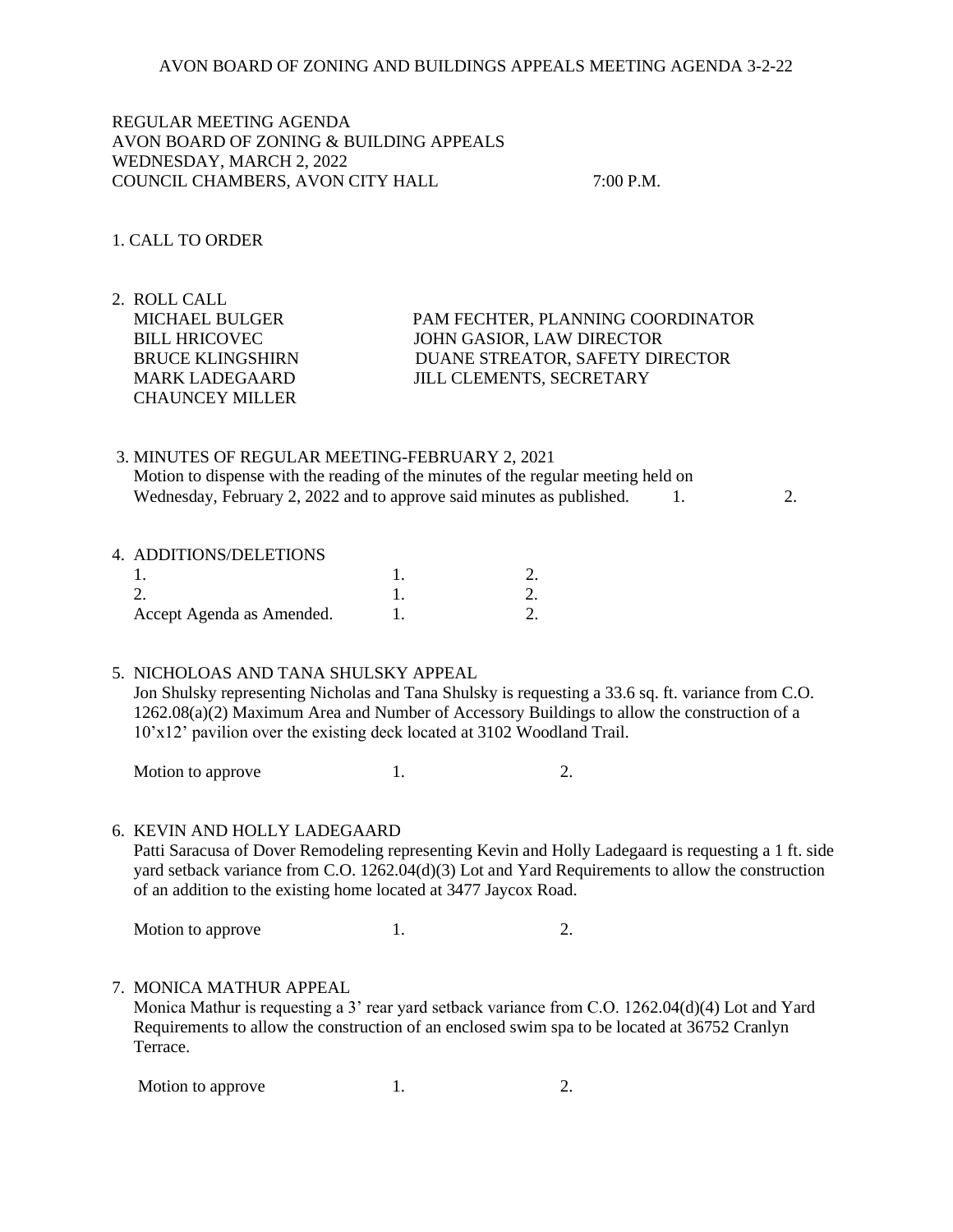AVON BOARD OF ZONING AND BUILDINGS APPEALS MEETING AGENDA 3-2-22

REGULAR MEETING AGENDA
AVON BOARD OF ZONING & BUILDING APPEALS
WEDNESDAY, MARCH 2, 2022
COUNCIL CHAMBERS, AVON CITY HALL 7:00 P.M.

1. CALL TO ORDER

2. ROLL CALL

| | |
|---|---|
| MICHAEL BULGER | PAM FECHTER, PLANNING COORDINATOR |
| BILL HRICOVEC | JOHN GASIOR, LAW DIRECTOR |
| BRUCE KLINGSHIRN | DUANE STREATOR, SAFETY DIRECTOR |
| MARK LADEGAARD | JILL CLEMENTS, SECRETARY |
| CHAUNCEY MILLER | |

3. MINUTES OF REGULAR MEETING-FEBRUARY 2, 2021
   Motion to dispense with the reading of the minutes of the regular meeting held on Wednesday, February 2, 2022 and to approve said minutes as published. 1. 2.

4. ADDITIONS/DELETIONS

| | | |
|---|---|---|
| 1. | 1. | 2. |
| 2. | 1. | 2. |
| Accept Agenda as Amended. | 1. | 2. |

5. NICHOLOAS AND TANA SHULSKY APPEAL
   Jon Shulsky representing Nicholas and Tana Shulsky is requesting a 33.6 sq. ft. variance from C.O. 1262.08(a)(2) Maximum Area and Number of Accessory Buildings to allow the construction of a 10'x12' pavilion over the existing deck located at 3102 Woodland Trail.

   Motion to approve 1. 2.

6. KEVIN AND HOLLY LADEGAARD
   Patti Saracusa of Dover Remodeling representing Kevin and Holly Ladegaard is requesting a 1 ft. side yard setback variance from C.O. 1262.04(d)(3) Lot and Yard Requirements to allow the construction of an addition to the existing home located at 3477 Jaycox Road.

   Motion to approve 1. 2.

7. MONICA MATHUR APPEAL
   Monica Mathur is requesting a 3' rear yard setback variance from C.O. 1262.04(d)(4) Lot and Yard Requirements to allow the construction of an enclosed swim spa to be located at 36752 Cranlyn Terrace.

   Motion to approve 1. 2.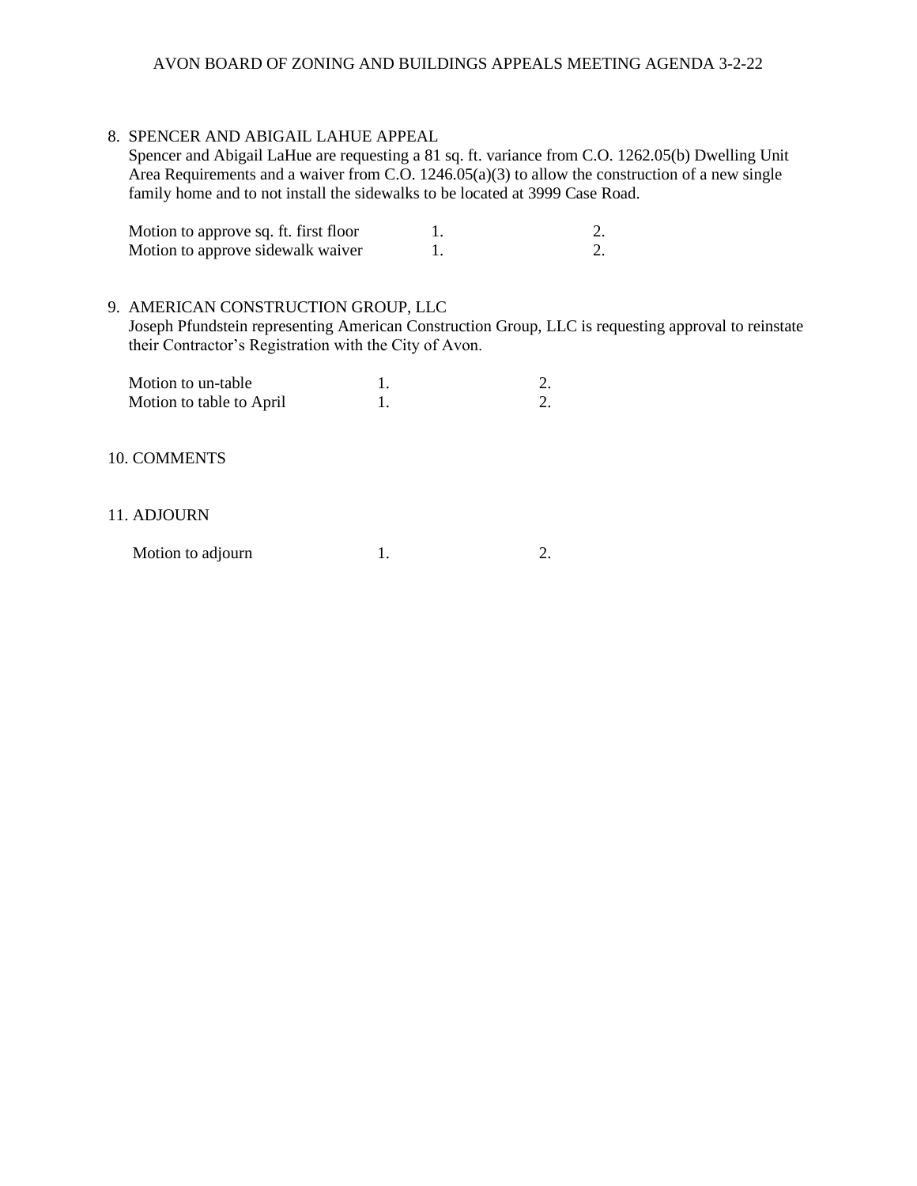8. SPENCER AND ABIGAIL LAHUE APPEAL

   Spencer and Abigail LaHue are requesting a 81 sq. ft. variance from C.O. 1262.05(b) Dwelling Unit Area Requirements and a waiver from C.O. 1246.05(a)(3) to allow the construction of a new single family home and to not install the sidewalks to be located at 3999 Case Road.

| | | |
|---|---|---|
| Motion to approve sq. ft. first floor | 1. | 2. |
| Motion to approve sidewalk waiver | 1. | 2. |

9. AMERICAN CONSTRUCTION GROUP, LLC

   Joseph Pfundstein representing American Construction Group, LLC is requesting approval to reinstate their Contractor's Registration with the City of Avon.

| | | |
|---|---|---|
| Motion to un-table | 1. | 2. |
| Motion to table to April | 1. | 2. |

10. COMMENTS

11. ADJOURN

| | | |
|---|---|---|
| Motion to adjourn | 1. | 2. |